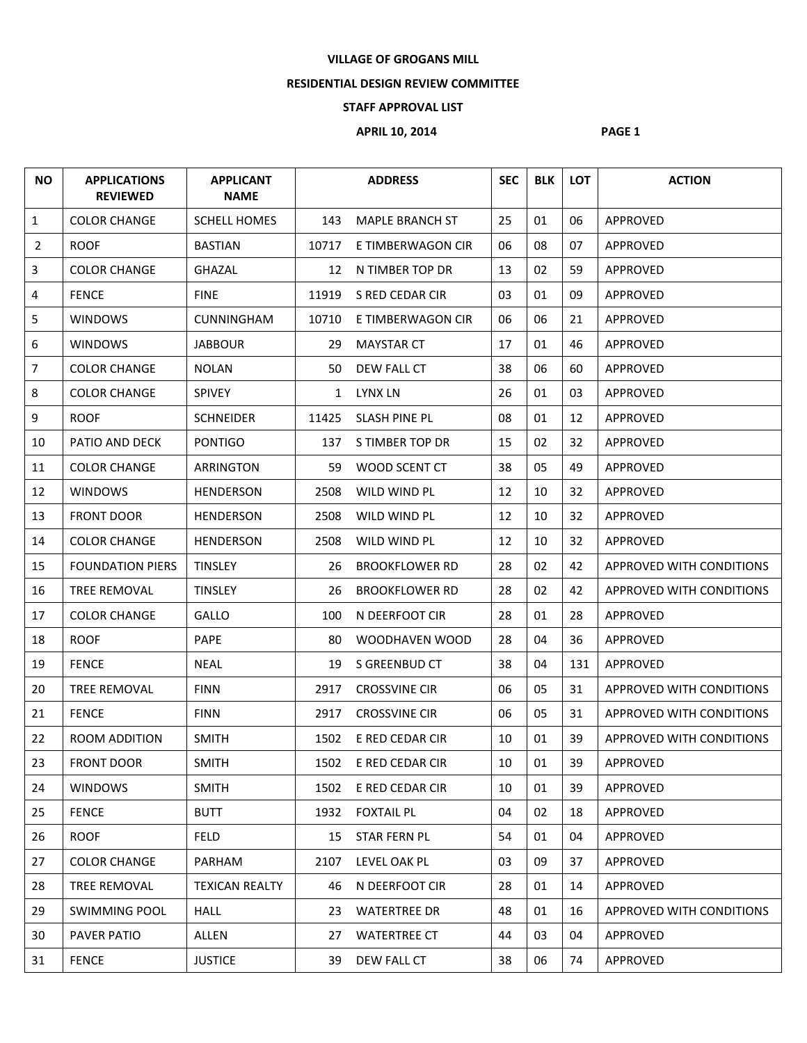# VILLAGE OF GROGANS MILL

## RESIDENTIAL DESIGN REVIEW COMMITTEE

## STAFF APPROVAL LIST

**APRIL 10, 2014** **PAGE 1**

| NO | APPLICATIONS REVIEWED | APPLICANT NAME | ADDRESS | | SEC | BLK | LOT | ACTION |
|---|---|---|---|---|---|---|---|---|
| 1 | COLOR CHANGE | SCHELL HOMES | 143 | MAPLE BRANCH ST | 25 | 01 | 06 | APPROVED |
| 2 | ROOF | BASTIAN | 10717 | E TIMBERWAGON CIR | 06 | 08 | 07 | APPROVED |
| 3 | COLOR CHANGE | GHAZAL | 12 | N TIMBER TOP DR | 13 | 02 | 59 | APPROVED |
| 4 | FENCE | FINE | 11919 | S RED CEDAR CIR | 03 | 01 | 09 | APPROVED |
| 5 | WINDOWS | CUNNINGHAM | 10710 | E TIMBERWAGON CIR | 06 | 06 | 21 | APPROVED |
| 6 | WINDOWS | JABBOUR | 29 | MAYSTAR CT | 17 | 01 | 46 | APPROVED |
| 7 | COLOR CHANGE | NOLAN | 50 | DEW FALL CT | 38 | 06 | 60 | APPROVED |
| 8 | COLOR CHANGE | SPIVEY | 1 | LYNX LN | 26 | 01 | 03 | APPROVED |
| 9 | ROOF | SCHNEIDER | 11425 | SLASH PINE PL | 08 | 01 | 12 | APPROVED |
| 10 | PATIO AND DECK | PONTIGO | 137 | S TIMBER TOP DR | 15 | 02 | 32 | APPROVED |
| 11 | COLOR CHANGE | ARRINGTON | 59 | WOOD SCENT CT | 38 | 05 | 49 | APPROVED |
| 12 | WINDOWS | HENDERSON | 2508 | WILD WIND PL | 12 | 10 | 32 | APPROVED |
| 13 | FRONT DOOR | HENDERSON | 2508 | WILD WIND PL | 12 | 10 | 32 | APPROVED |
| 14 | COLOR CHANGE | HENDERSON | 2508 | WILD WIND PL | 12 | 10 | 32 | APPROVED |
| 15 | FOUNDATION PIERS | TINSLEY | 26 | BROOKFLOWER RD | 28 | 02 | 42 | APPROVED WITH CONDITIONS |
| 16 | TREE REMOVAL | TINSLEY | 26 | BROOKFLOWER RD | 28 | 02 | 42 | APPROVED WITH CONDITIONS |
| 17 | COLOR CHANGE | GALLO | 100 | N DEERFOOT CIR | 28 | 01 | 28 | APPROVED |
| 18 | ROOF | PAPE | 80 | WOODHAVEN WOOD | 28 | 04 | 36 | APPROVED |
| 19 | FENCE | NEAL | 19 | S GREENBUD CT | 38 | 04 | 131 | APPROVED |
| 20 | TREE REMOVAL | FINN | 2917 | CROSSVINE CIR | 06 | 05 | 31 | APPROVED WITH CONDITIONS |
| 21 | FENCE | FINN | 2917 | CROSSVINE CIR | 06 | 05 | 31 | APPROVED WITH CONDITIONS |
| 22 | ROOM ADDITION | SMITH | 1502 | E RED CEDAR CIR | 10 | 01 | 39 | APPROVED WITH CONDITIONS |
| 23 | FRONT DOOR | SMITH | 1502 | E RED CEDAR CIR | 10 | 01 | 39 | APPROVED |
| 24 | WINDOWS | SMITH | 1502 | E RED CEDAR CIR | 10 | 01 | 39 | APPROVED |
| 25 | FENCE | BUTT | 1932 | FOXTAIL PL | 04 | 02 | 18 | APPROVED |
| 26 | ROOF | FELD | 15 | STAR FERN PL | 54 | 01 | 04 | APPROVED |
| 27 | COLOR CHANGE | PARHAM | 2107 | LEVEL OAK PL | 03 | 09 | 37 | APPROVED |
| 28 | TREE REMOVAL | TEXICAN REALTY | 46 | N DEERFOOT CIR | 28 | 01 | 14 | APPROVED |
| 29 | SWIMMING POOL | HALL | 23 | WATERTREE DR | 48 | 01 | 16 | APPROVED WITH CONDITIONS |
| 30 | PAVER PATIO | ALLEN | 27 | WATERTREE CT | 44 | 03 | 04 | APPROVED |
| 31 | FENCE | JUSTICE | 39 | DEW FALL CT | 38 | 06 | 74 | APPROVED |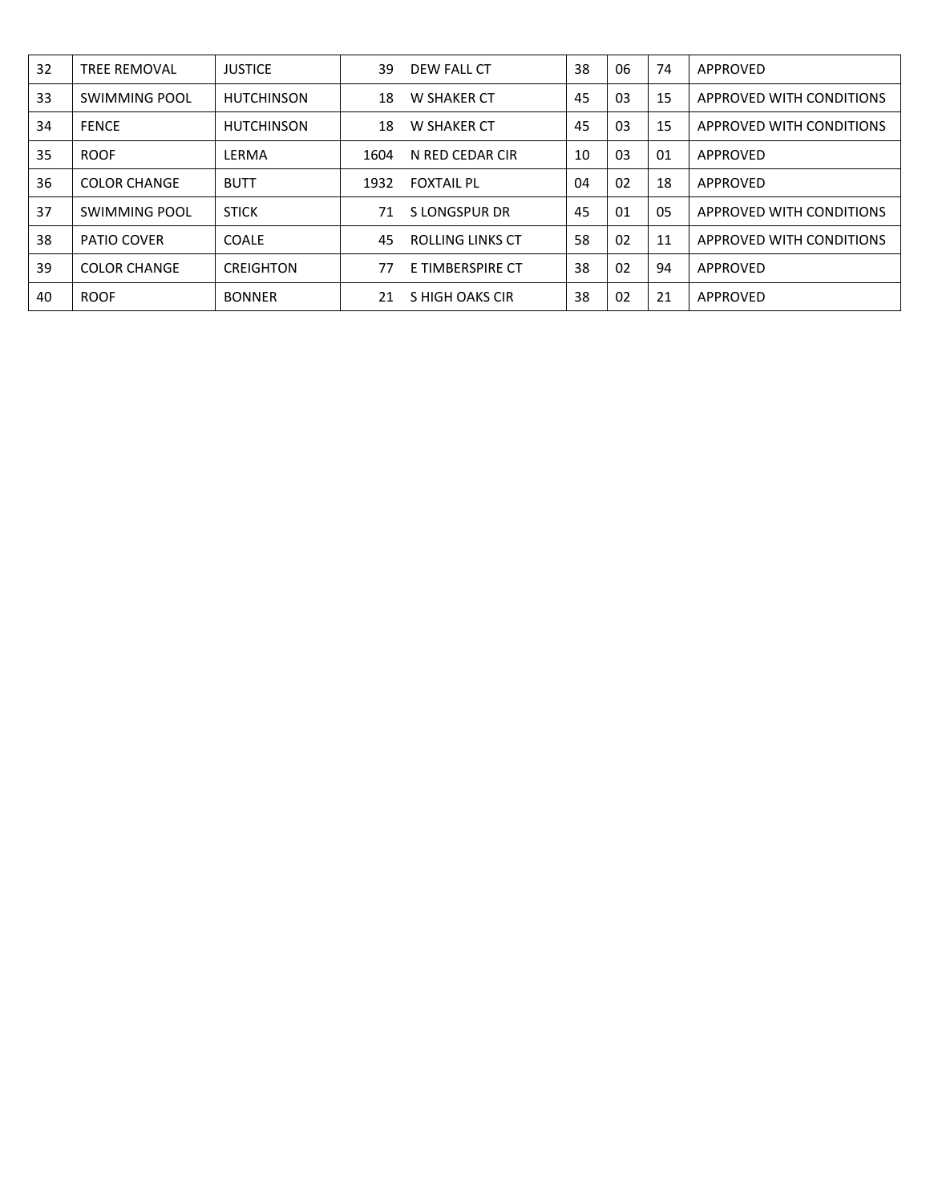| | | | | | | | | |
|---|---|---|---|---|---|---|---|---|
| 32 | TREE REMOVAL | JUSTICE | 39 | DEW FALL CT | 38 | 06 | 74 | APPROVED |
| 33 | SWIMMING POOL | HUTCHINSON | 18 | W SHAKER CT | 45 | 03 | 15 | APPROVED WITH CONDITIONS |
| 34 | FENCE | HUTCHINSON | 18 | W SHAKER CT | 45 | 03 | 15 | APPROVED WITH CONDITIONS |
| 35 | ROOF | LERMA | 1604 | N RED CEDAR CIR | 10 | 03 | 01 | APPROVED |
| 36 | COLOR CHANGE | BUTT | 1932 | FOXTAIL PL | 04 | 02 | 18 | APPROVED |
| 37 | SWIMMING POOL | STICK | 71 | S LONGSPUR DR | 45 | 01 | 05 | APPROVED WITH CONDITIONS |
| 38 | PATIO COVER | COALE | 45 | ROLLING LINKS CT | 58 | 02 | 11 | APPROVED WITH CONDITIONS |
| 39 | COLOR CHANGE | CREIGHTON | 77 | E TIMBERSPIRE CT | 38 | 02 | 94 | APPROVED |
| 40 | ROOF | BONNER | 21 | S HIGH OAKS CIR | 38 | 02 | 21 | APPROVED |